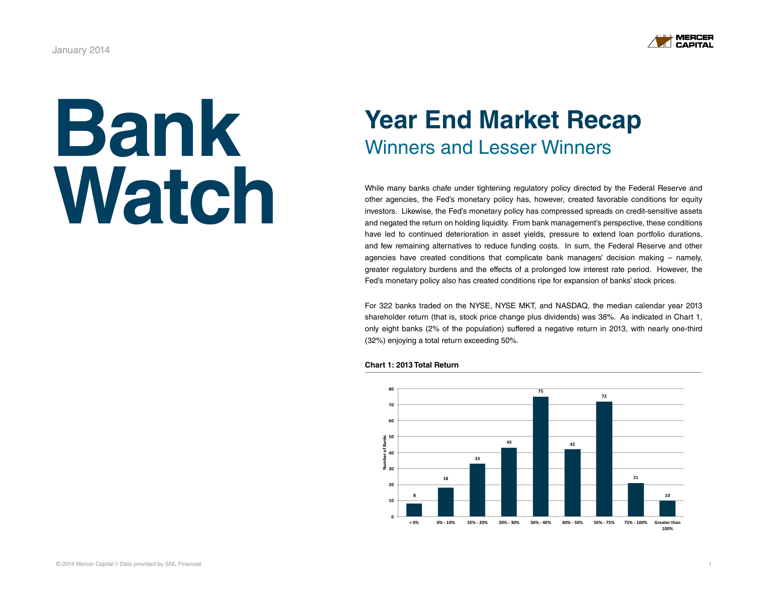January 2014

# Bank Watch

## Year End Market Recap

### Winners and Lesser Winners

While many banks chafe under tightening regulatory policy directed by the Federal Reserve and other agencies, the Fed's monetary policy has, however, created favorable conditions for equity investors. Likewise, the Fed's monetary policy has compressed spreads on credit-sensitive assets and negated the return on holding liquidity. From bank management's perspective, these conditions have led to continued deterioration in asset yields, pressure to extend loan portfolio durations, and few remaining alternatives to reduce funding costs. In sum, the Federal Reserve and other agencies have created conditions that complicate bank managers' decision making – namely, greater regulatory burdens and the effects of a prolonged low interest rate period. However, the Fed's monetary policy also has created conditions ripe for expansion of banks' stock prices.

For 322 banks traded on the NYSE, NYSE MKT, and NASDAQ, the median calendar year 2013 shareholder return (that is, stock price change plus dividends) was 38%. As indicated in Chart 1, only eight banks (2% of the population) suffered a negative return in 2013, with nearly one-third (32%) enjoying a total return exceeding 50%.

**Chart 1: 2013 Total Return**

| Total Return | Number of Banks |
|---|---|
| < 0% | 8 |
| 0% - 10% | 18 |
| 10% - 20% | 33 |
| 20% - 30% | 43 |
| 30% - 40% | 75 |
| 40% - 50% | 42 |
| 50% - 75% | 72 |
| 75% - 100% | 21 |
| Greater than 100% | 10 |

© 2014 Mercer Capital // Data provided by SNL Financial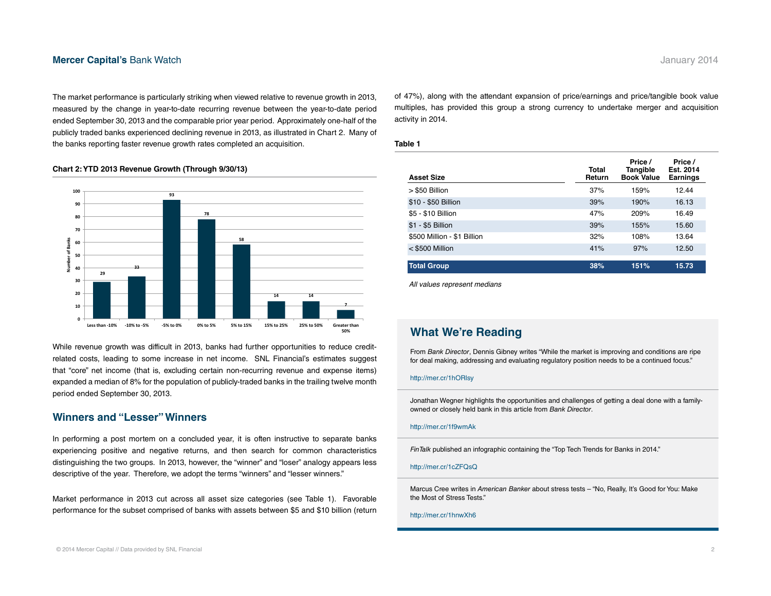The market performance is particularly striking when viewed relative to revenue growth in 2013, measured by the change in year-to-date recurring revenue between the year-to-date period ended September 30, 2013 and the comparable prior year period. Approximately one-half of the publicly traded banks experienced declining revenue in 2013, as illustrated in Chart 2. Many of the banks reporting faster revenue growth rates completed an acquisition.

**Chart 2: YTD 2013 Revenue Growth (Through 9/30/13)**

| Revenue Growth | Number of Banks |
|---|---|
| Less than -10% | 29 |
| -10% to -5% | 33 |
| -5% to 0% | 93 |
| 0% to 5% | 78 |
| 5% to 15% | 58 |
| 15% to 25% | 14 |
| 25% to 50% | 14 |
| Greater than 50% | 7 |

While revenue growth was difficult in 2013, banks had further opportunities to reduce credit-related costs, leading to some increase in net income. SNL Financial's estimates suggest that "core" net income (that is, excluding certain non-recurring revenue and expense items) expanded a median of 8% for the population of publicly-traded banks in the trailing twelve month period ended September 30, 2013.

## Winners and "Lesser" Winners

In performing a post mortem on a concluded year, it is often instructive to separate banks experiencing positive and negative returns, and then search for common characteristics distinguishing the two groups. In 2013, however, the "winner" and "loser" analogy appears less descriptive of the year. Therefore, we adopt the terms "winners" and "lesser winners."

Market performance in 2013 cut across all asset size categories (see Table 1). Favorable performance for the subset comprised of banks with assets between $5 and $10 billion (return of 47%), along with the attendant expansion of price/earnings and price/tangible book value multiples, has provided this group a strong currency to undertake merger and acquisition activity in 2014.

**Table 1**

| Asset Size | Total Return | Price / Tangible Book Value | Price / Est. 2014 Earnings |
|---|---|---|---|
| > $50 Billion | 37% | 159% | 12.44 |
| $10 - $50 Billion | 39% | 190% | 16.13 |
| $5 - $10 Billion | 47% | 209% | 16.49 |
| $1 - $5 Billion | 39% | 155% | 15.60 |
| $500 Million - $1 Billion | 32% | 108% | 13.64 |
| < $500 Million | 41% | 97% | 12.50 |
| **Total Group** | **38%** | **151%** | **15.73** |

*All values represent medians*

## What We're Reading

From *Bank Director*, Dennis Gibney writes "While the market is improving and conditions are ripe for deal making, addressing and evaluating regulatory position needs to be a continued focus."

http://mer.cr/1hORlsy

Jonathan Wegner highlights the opportunities and challenges of getting a deal done with a family-owned or closely held bank in this article from *Bank Director*.

http://mer.cr/1f9wmAk

*FinTalk* published an infographic containing the "Top Tech Trends for Banks in 2014."

http://mer.cr/1cZFQsQ

Marcus Cree writes in *American Banker* about stress tests – "No, Really, It's Good for You: Make the Most of Stress Tests."

http://mer.cr/1hnwXh6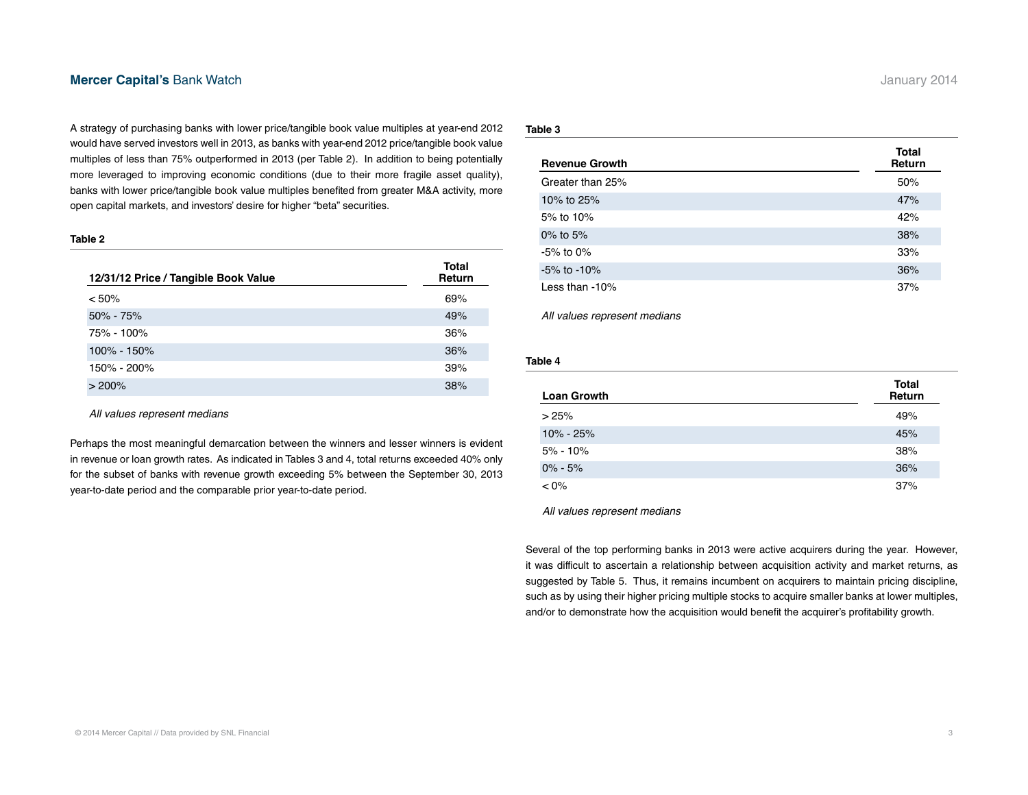A strategy of purchasing banks with lower price/tangible book value multiples at year-end 2012 would have served investors well in 2013, as banks with year-end 2012 price/tangible book value multiples of less than 75% outperformed in 2013 (per Table 2). In addition to being potentially more leveraged to improving economic conditions (due to their more fragile asset quality), banks with lower price/tangible book value multiples benefited from greater M&A activity, more open capital markets, and investors' desire for higher "beta" securities.

**Table 2**

| 12/31/12 Price / Tangible Book Value | Total Return |
|---|---|
| < 50% | 69% |
| 50% - 75% | 49% |
| 75% - 100% | 36% |
| 100% - 150% | 36% |
| 150% - 200% | 39% |
| > 200% | 38% |

*All values represent medians*

Perhaps the most meaningful demarcation between the winners and lesser winners is evident in revenue or loan growth rates. As indicated in Tables 3 and 4, total returns exceeded 40% only for the subset of banks with revenue growth exceeding 5% between the September 30, 2013 year-to-date period and the comparable prior year-to-date period.

**Table 3**

| Revenue Growth | Total Return |
|---|---|
| Greater than 25% | 50% |
| 10% to 25% | 47% |
| 5% to 10% | 42% |
| 0% to 5% | 38% |
| -5% to 0% | 33% |
| -5% to -10% | 36% |
| Less than -10% | 37% |

*All values represent medians*

**Table 4**

| Loan Growth | Total Return |
|---|---|
| > 25% | 49% |
| 10% - 25% | 45% |
| 5% - 10% | 38% |
| 0% - 5% | 36% |
| < 0% | 37% |

*All values represent medians*

Several of the top performing banks in 2013 were active acquirers during the year. However, it was difficult to ascertain a relationship between acquisition activity and market returns, as suggested by Table 5. Thus, it remains incumbent on acquirers to maintain pricing discipline, such as by using their higher pricing multiple stocks to acquire smaller banks at lower multiples, and/or to demonstrate how the acquisition would benefit the acquirer's profitability growth.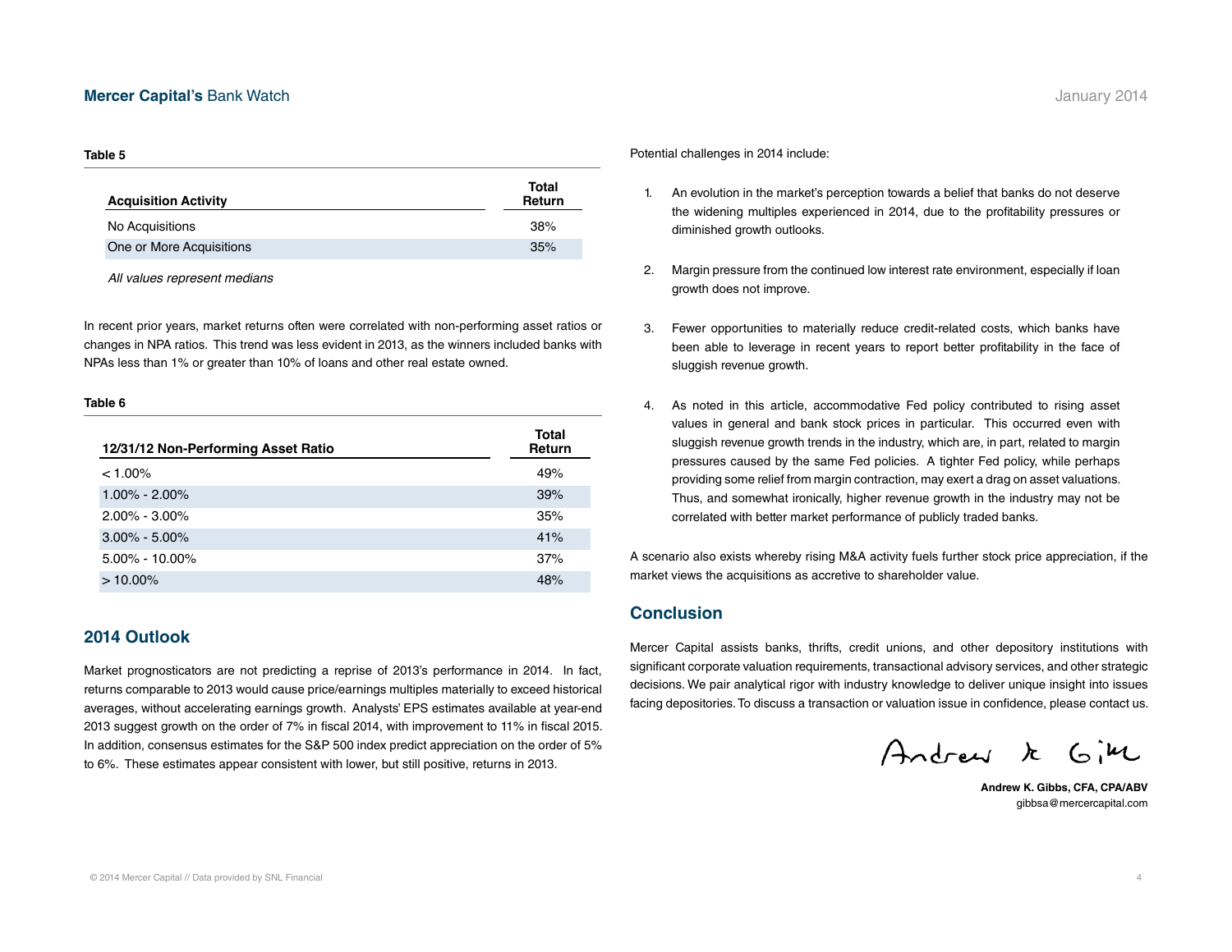**Table 5**

| Acquisition Activity | Total Return |
|---|---|
| No Acquisitions | 38% |
| One or More Acquisitions | 35% |

*All values represent medians*

In recent prior years, market returns often were correlated with non-performing asset ratios or changes in NPA ratios. This trend was less evident in 2013, as the winners included banks with NPAs less than 1% or greater than 10% of loans and other real estate owned.

**Table 6**

| 12/31/12 Non-Performing Asset Ratio | Total Return |
|---|---|
| < 1.00% | 49% |
| 1.00% - 2.00% | 39% |
| 2.00% - 3.00% | 35% |
| 3.00% - 5.00% | 41% |
| 5.00% - 10.00% | 37% |
| > 10.00% | 48% |

## 2014 Outlook

Market prognosticators are not predicting a reprise of 2013's performance in 2014. In fact, returns comparable to 2013 would cause price/earnings multiples materially to exceed historical averages, without accelerating earnings growth. Analysts' EPS estimates available at year-end 2013 suggest growth on the order of 7% in fiscal 2014, with improvement to 11% in fiscal 2015. In addition, consensus estimates for the S&P 500 index predict appreciation on the order of 5% to 6%. These estimates appear consistent with lower, but still positive, returns in 2013.

Potential challenges in 2014 include:

1. An evolution in the market's perception towards a belief that banks do not deserve the widening multiples experienced in 2014, due to the profitability pressures or diminished growth outlooks.

2. Margin pressure from the continued low interest rate environment, especially if loan growth does not improve.

3. Fewer opportunities to materially reduce credit-related costs, which banks have been able to leverage in recent years to report better profitability in the face of sluggish revenue growth.

4. As noted in this article, accommodative Fed policy contributed to rising asset values in general and bank stock prices in particular. This occurred even with sluggish revenue growth trends in the industry, which are, in part, related to margin pressures caused by the same Fed policies. A tighter Fed policy, while perhaps providing some relief from margin contraction, may exert a drag on asset valuations. Thus, and somewhat ironically, higher revenue growth in the industry may not be correlated with better market performance of publicly traded banks.

A scenario also exists whereby rising M&A activity fuels further stock price appreciation, if the market views the acquisitions as accretive to shareholder value.

## Conclusion

Mercer Capital assists banks, thrifts, credit unions, and other depository institutions with significant corporate valuation requirements, transactional advisory services, and other strategic decisions. We pair analytical rigor with industry knowledge to deliver unique insight into issues facing depositories. To discuss a transaction or valuation issue in confidence, please contact us.

**Andrew K. Gibbs, CFA, CPA/ABV**
gibbsa@mercercapital.com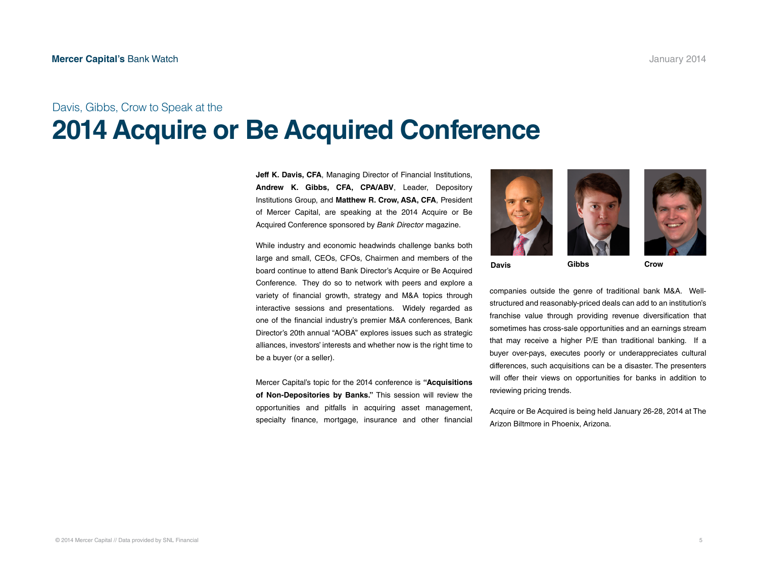Davis, Gibbs, Crow to Speak at the

# 2014 Acquire or Be Acquired Conference

**Jeff K. Davis, CFA**, Managing Director of Financial Institutions, **Andrew K. Gibbs, CFA, CPA/ABV**, Leader, Depository Institutions Group, and **Matthew R. Crow, ASA, CFA**, President of Mercer Capital, are speaking at the 2014 Acquire or Be Acquired Conference sponsored by *Bank Director* magazine.

While industry and economic headwinds challenge banks both large and small, CEOs, CFOs, Chairmen and members of the board continue to attend Bank Director's Acquire or Be Acquired Conference. They do so to network with peers and explore a variety of financial growth, strategy and M&A topics through interactive sessions and presentations. Widely regarded as one of the financial industry's premier M&A conferences, Bank Director's 20th annual "AOBA" explores issues such as strategic alliances, investors' interests and whether now is the right time to be a buyer (or a seller).

Mercer Capital's topic for the 2014 conference is **"Acquisitions of Non-Depositories by Banks."** This session will review the opportunities and pitfalls in acquiring asset management, specialty finance, mortgage, insurance and other financial companies outside the genre of traditional bank M&A. Well-structured and reasonably-priced deals can add to an institution's franchise value through providing revenue diversification that sometimes has cross-sale opportunities and an earnings stream that may receive a higher P/E than traditional banking. If a buyer over-pays, executes poorly or underappreciates cultural differences, such acquisitions can be a disaster. The presenters will offer their views on opportunities for banks in addition to reviewing pricing trends.

**Davis** **Gibbs** **Crow**

Acquire or Be Acquired is being held January 26-28, 2014 at The Arizon Biltmore in Phoenix, Arizona.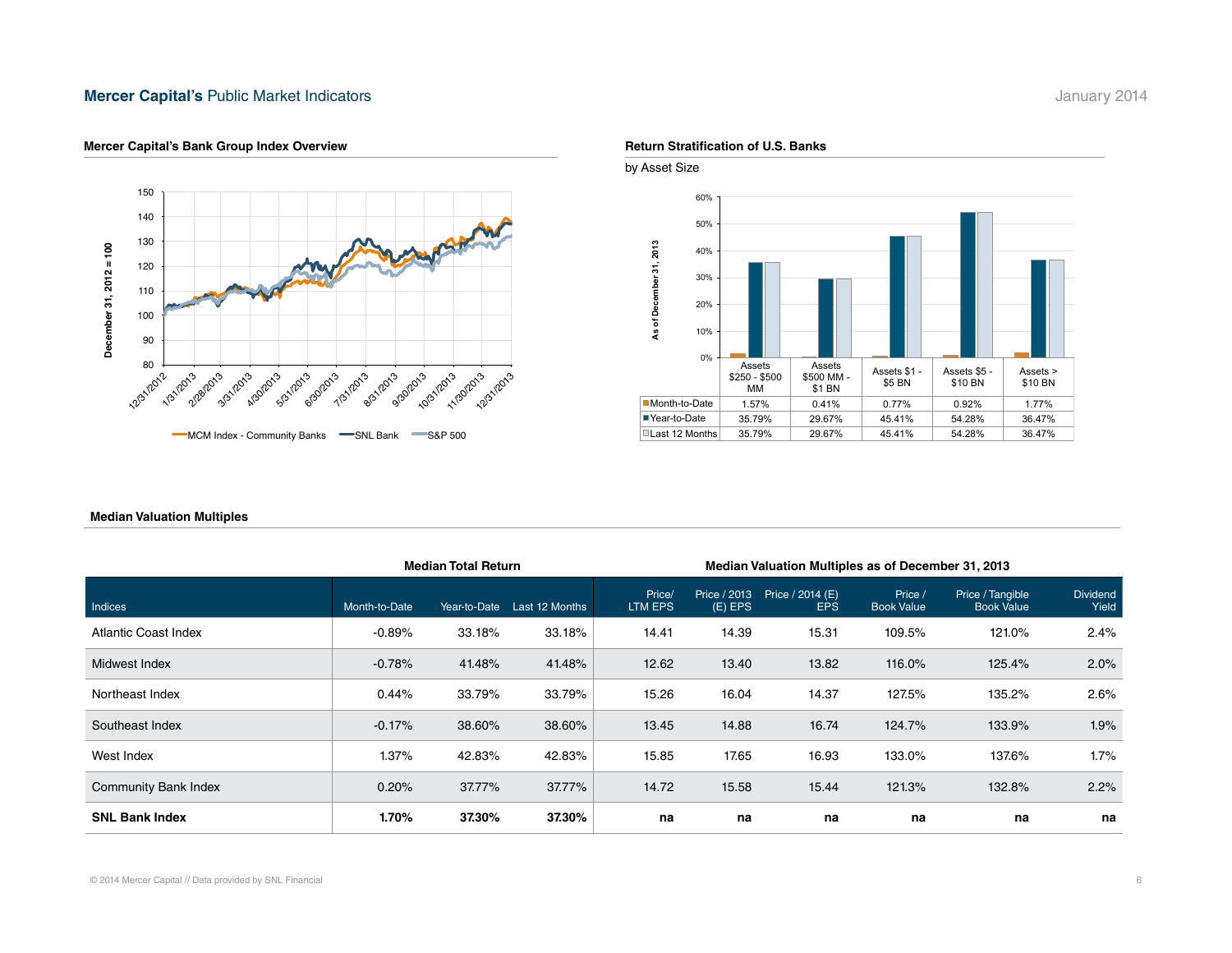## Mercer Capital's Public Market Indicators

January 2014

### Mercer Capital's Bank Group Index Overview

December 31, 2012 = 100

MCM Index - Community Banks | SNL Bank | S&P 500

### Return Stratification of U.S. Banks

by Asset Size

As of December 31, 2013

| | Assets $250 - $500 MM | Assets $500 MM - $1 BN | Assets $1 - $5 BN | Assets $5 - $10 BN | Assets > $10 BN |
|---|---|---|---|---|---|
| Month-to-Date | 1.57% | 0.41% | 0.77% | 0.92% | 1.77% |
| Year-to-Date | 35.79% | 29.67% | 45.41% | 54.28% | 36.47% |
| Last 12 Months | 35.79% | 29.67% | 45.41% | 54.28% | 36.47% |

### Median Valuation Multiples

| | Median Total Return | | | Median Valuation Multiples as of December 31, 2013 | | | | | |
|---|---|---|---|---|---|---|---|---|---|
| Indices | Month-to-Date | Year-to-Date | Last 12 Months | Price/ LTM EPS | Price / 2013 (E) EPS | Price / 2014 (E) EPS | Price / Book Value | Price / Tangible Book Value | Dividend Yield |
| Atlantic Coast Index | -0.89% | 33.18% | 33.18% | 14.41 | 14.39 | 15.31 | 109.5% | 121.0% | 2.4% |
| Midwest Index | -0.78% | 41.48% | 41.48% | 12.62 | 13.40 | 13.82 | 116.0% | 125.4% | 2.0% |
| Northeast Index | 0.44% | 33.79% | 33.79% | 15.26 | 16.04 | 14.37 | 127.5% | 135.2% | 2.6% |
| Southeast Index | -0.17% | 38.60% | 38.60% | 13.45 | 14.88 | 16.74 | 124.7% | 133.9% | 1.9% |
| West Index | 1.37% | 42.83% | 42.83% | 15.85 | 17.65 | 16.93 | 133.0% | 137.6% | 1.7% |
| Community Bank Index | 0.20% | 37.77% | 37.77% | 14.72 | 15.58 | 15.44 | 121.3% | 132.8% | 2.2% |
| **SNL Bank Index** | **1.70%** | **37.30%** | **37.30%** | **na** | **na** | **na** | **na** | **na** | **na** |

© 2014 Mercer Capital // Data provided by SNL Financial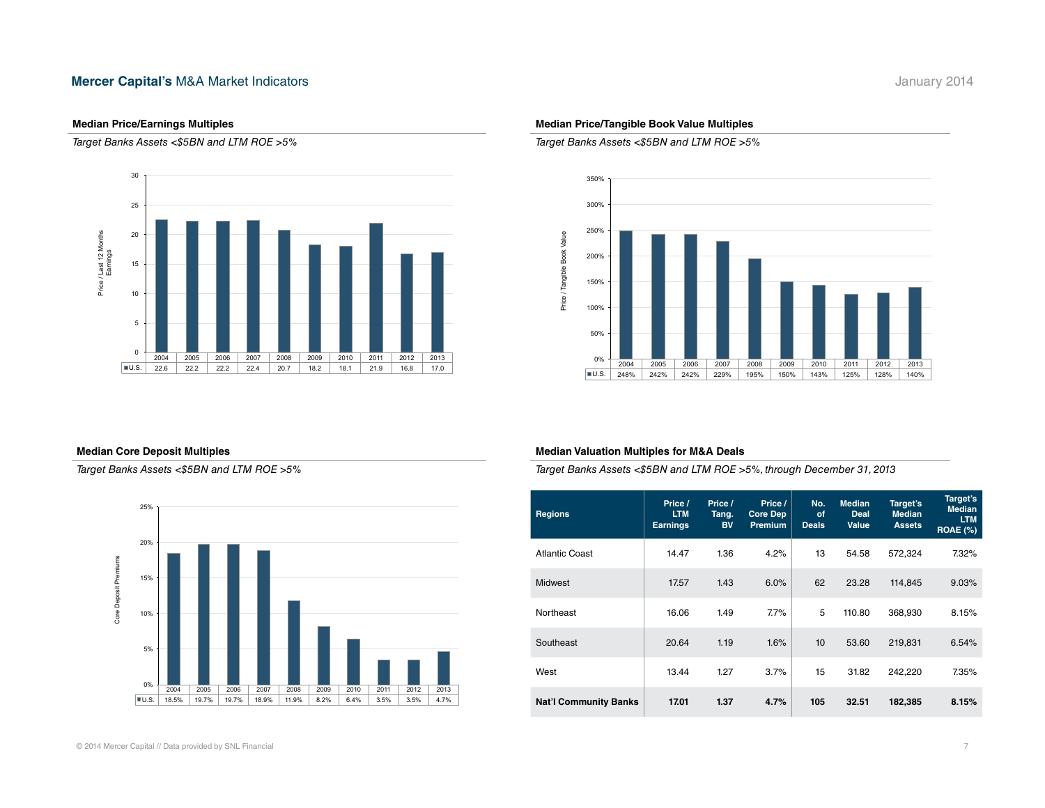# Mercer Capital's M&A Market Indicators

## Median Price/Earnings Multiples

*Target Banks Assets <$5BN and LTM ROE >5%*

| | 2004 | 2005 | 2006 | 2007 | 2008 | 2009 | 2010 | 2011 | 2012 | 2013 |
|---|---|---|---|---|---|---|---|---|---|---|
| U.S. | 22.6 | 22.2 | 22.2 | 22.4 | 20.7 | 18.2 | 18.1 | 21.9 | 16.8 | 17.0 |

## Median Price/Tangible Book Value Multiples

*Target Banks Assets <$5BN and LTM ROE >5%*

| | 2004 | 2005 | 2006 | 2007 | 2008 | 2009 | 2010 | 2011 | 2012 | 2013 |
|---|---|---|---|---|---|---|---|---|---|---|
| U.S. | 248% | 242% | 242% | 229% | 195% | 150% | 143% | 125% | 128% | 140% |

## Median Core Deposit Multiples

*Target Banks Assets <$5BN and LTM ROE >5%*

| | 2004 | 2005 | 2006 | 2007 | 2008 | 2009 | 2010 | 2011 | 2012 | 2013 |
|---|---|---|---|---|---|---|---|---|---|---|
| U.S. | 18.5% | 19.7% | 19.7% | 18.9% | 11.9% | 8.2% | 6.4% | 3.5% | 3.5% | 4.7% |

## Median Valuation Multiples for M&A Deals

*Target Banks Assets <$5BN and LTM ROE >5%, through December 31, 2013*

| Regions | Price / LTM Earnings | Price / Tang. BV | Price / Core Dep Premium | No. of Deals | Median Deal Value | Target's Median Assets | Target's Median LTM ROAE (%) |
|---|---|---|---|---|---|---|---|
| Atlantic Coast | 14.47 | 1.36 | 4.2% | 13 | 54.58 | 572,324 | 7.32% |
| Midwest | 17.57 | 1.43 | 6.0% | 62 | 23.28 | 114,845 | 9.03% |
| Northeast | 16.06 | 1.49 | 7.7% | 5 | 110.80 | 368,930 | 8.15% |
| Southeast | 20.64 | 1.19 | 1.6% | 10 | 53.60 | 219,831 | 6.54% |
| West | 13.44 | 1.27 | 3.7% | 15 | 31.82 | 242,220 | 7.35% |
| **Nat'l Community Banks** | **17.01** | **1.37** | **4.7%** | **105** | **32.51** | **182,385** | **8.15%** |

© 2014 Mercer Capital // Data provided by SNL Financial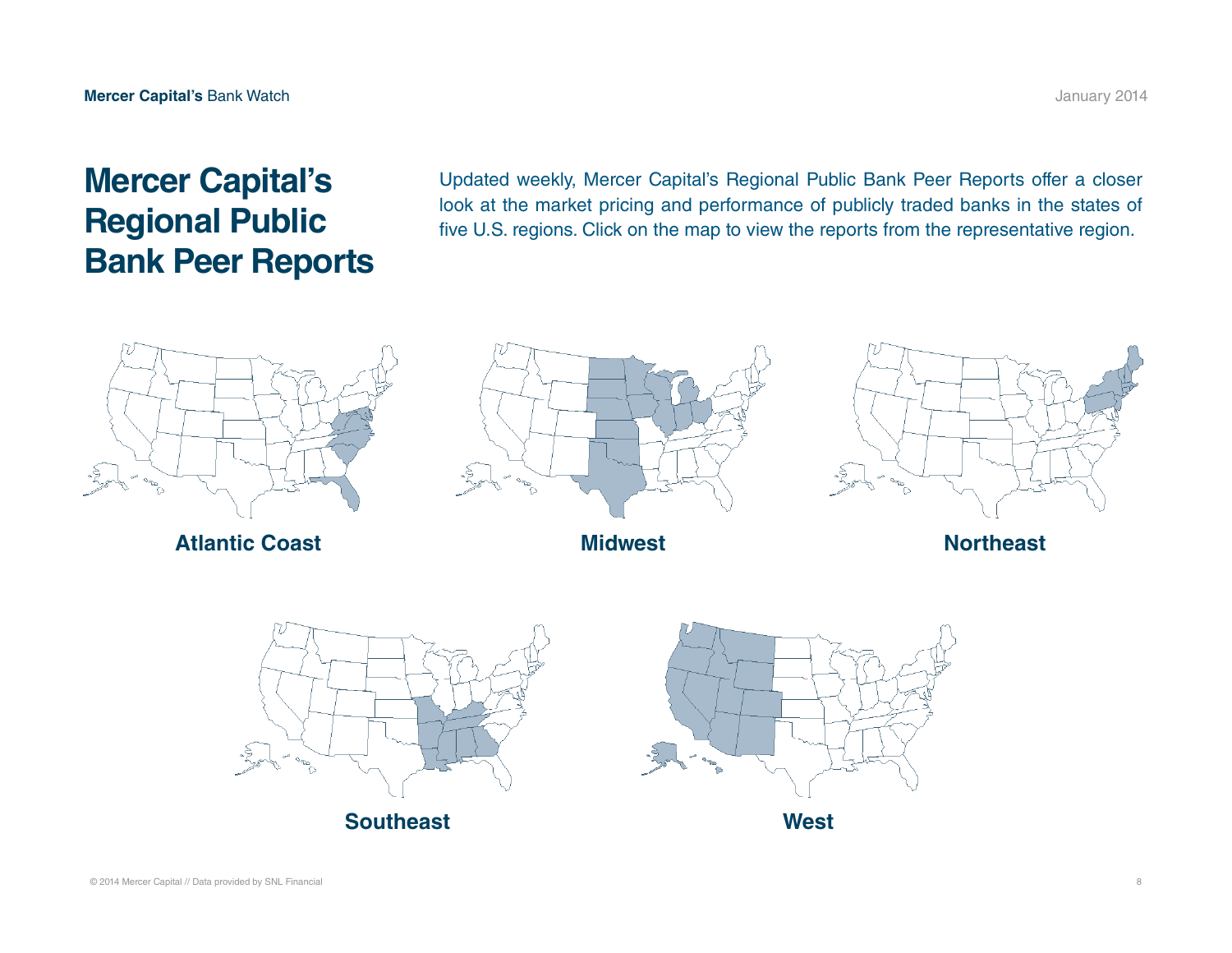# Mercer Capital's Regional Public Bank Peer Reports

Updated weekly, Mercer Capital's Regional Public Bank Peer Reports offer a closer look at the market pricing and performance of publicly traded banks in the states of five U.S. regions. Click on the map to view the reports from the representative region.

**Atlantic Coast**

**Midwest**

**Northeast**

**Southeast**

**West**

© 2014 Mercer Capital // Data provided by SNL Financial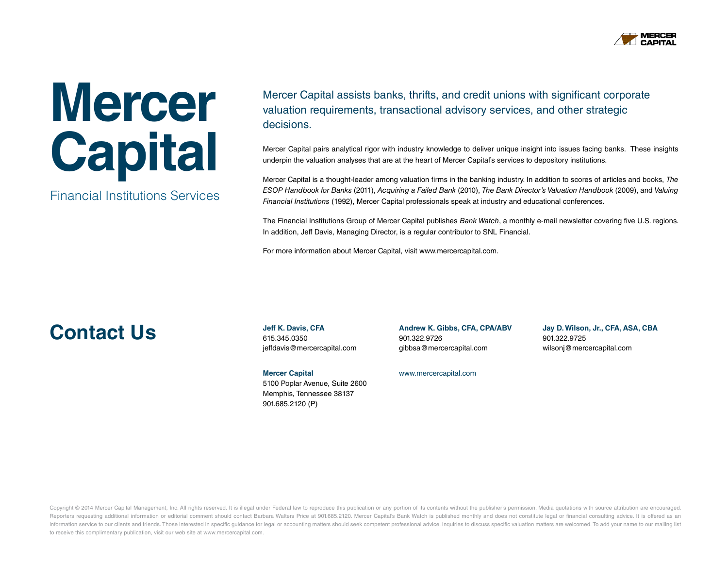# Mercer Capital

Financial Institutions Services

Mercer Capital assists banks, thrifts, and credit unions with significant corporate valuation requirements, transactional advisory services, and other strategic decisions.

Mercer Capital pairs analytical rigor with industry knowledge to deliver unique insight into issues facing banks. These insights underpin the valuation analyses that are at the heart of Mercer Capital's services to depository institutions.

Mercer Capital is a thought-leader among valuation firms in the banking industry. In addition to scores of articles and books, *The ESOP Handbook for Banks* (2011), *Acquiring a Failed Bank* (2010), *The Bank Director's Valuation Handbook* (2009), and *Valuing Financial Institutions* (1992), Mercer Capital professionals speak at industry and educational conferences.

The Financial Institutions Group of Mercer Capital publishes *Bank Watch*, a monthly e-mail newsletter covering five U.S. regions. In addition, Jeff Davis, Managing Director, is a regular contributor to SNL Financial.

For more information about Mercer Capital, visit www.mercercapital.com.

## Contact Us

**Jeff K. Davis, CFA**
615.345.0350
jeffdavis@mercercapital.com

**Andrew K. Gibbs, CFA, CPA/ABV**
901.322.9726
gibbsa@mercercapital.com

**Jay D. Wilson, Jr., CFA, ASA, CBA**
901.322.9725
wilsonj@mercercapital.com

**Mercer Capital**
5100 Poplar Avenue, Suite 2600
Memphis, Tennessee 38137
901.685.2120 (P)

www.mercercapital.com

Copyright © 2014 Mercer Capital Management, Inc. All rights reserved. It is illegal under Federal law to reproduce this publication or any portion of its contents without the publisher's permission. Media quotations with source attribution are encouraged. Reporters requesting additional information or editorial comment should contact Barbara Walters Price at 901.685.2120. Mercer Capital's Bank Watch is published monthly and does not constitute legal or financial consulting advice. It is offered as an information service to our clients and friends. Those interested in specific guidance for legal or accounting matters should seek competent professional advice. Inquiries to discuss specific valuation matters are welcomed. To add your name to our mailing list to receive this complimentary publication, visit our web site at www.mercercapital.com.